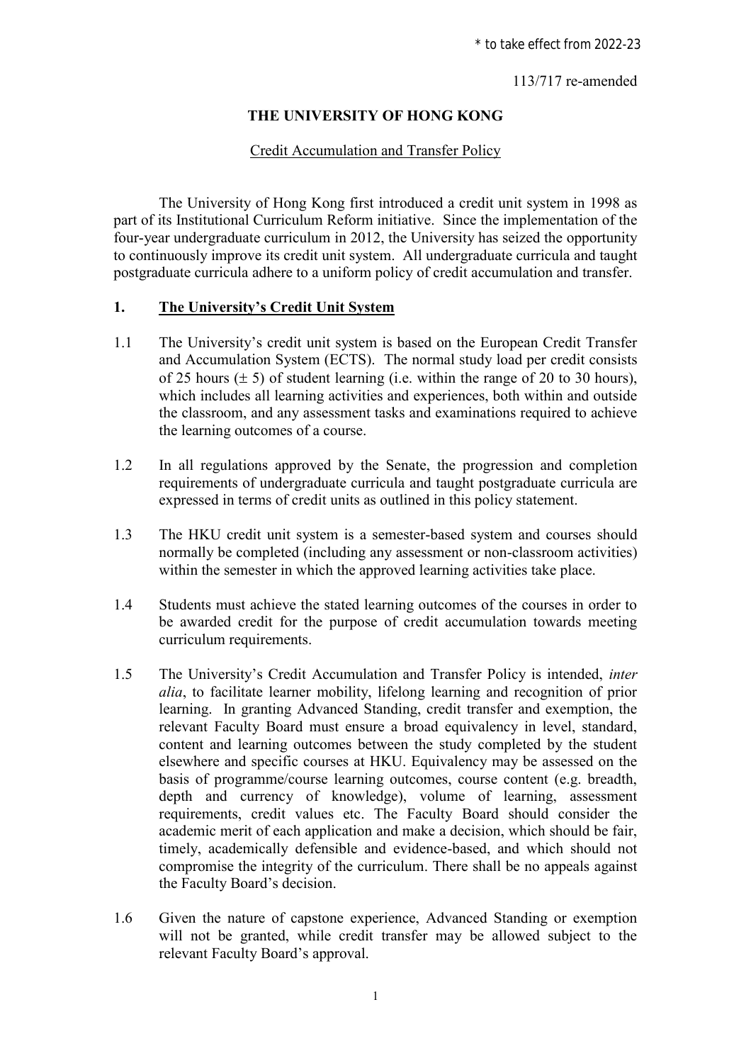\* to take effect from 2022-23

113/717 re-amended

# THE UNIVERSITY OF HONG KONG

## Credit Accumulation and Transfer Policy

The University of Hong Kong first introduced a credit unit system in 1998 as part of its Institutional Curriculum Reform initiative. Since the implementation of the four-year undergraduate curriculum in 2012, the University has seized the opportunity to continuously improve its credit unit system. All undergraduate curricula and taught postgraduate curricula adhere to a uniform policy of credit accumulation and transfer.

## 1. The University's Credit Unit System

1.1 The University's credit unit system is based on the European Credit Transfer and Accumulation System (ECTS). The normal study load per credit consists of 25 hours ($\pm$ 5) of student learning (i.e. within the range of 20 to 30 hours), which includes all learning activities and experiences, both within and outside the classroom, and any assessment tasks and examinations required to achieve the learning outcomes of a course.

1.2 In all regulations approved by the Senate, the progression and completion requirements of undergraduate curricula and taught postgraduate curricula are expressed in terms of credit units as outlined in this policy statement.

1.3 The HKU credit unit system is a semester-based system and courses should normally be completed (including any assessment or non-classroom activities) within the semester in which the approved learning activities take place.

1.4 Students must achieve the stated learning outcomes of the courses in order to be awarded credit for the purpose of credit accumulation towards meeting curriculum requirements.

1.5 The University's Credit Accumulation and Transfer Policy is intended, *inter alia*, to facilitate learner mobility, lifelong learning and recognition of prior learning. In granting Advanced Standing, credit transfer and exemption, the relevant Faculty Board must ensure a broad equivalency in level, standard, content and learning outcomes between the study completed by the student elsewhere and specific courses at HKU. Equivalency may be assessed on the basis of programme/course learning outcomes, course content (e.g. breadth, depth and currency of knowledge), volume of learning, assessment requirements, credit values etc. The Faculty Board should consider the academic merit of each application and make a decision, which should be fair, timely, academically defensible and evidence-based, and which should not compromise the integrity of the curriculum. There shall be no appeals against the Faculty Board's decision.

1.6 Given the nature of capstone experience, Advanced Standing or exemption will not be granted, while credit transfer may be allowed subject to the relevant Faculty Board's approval.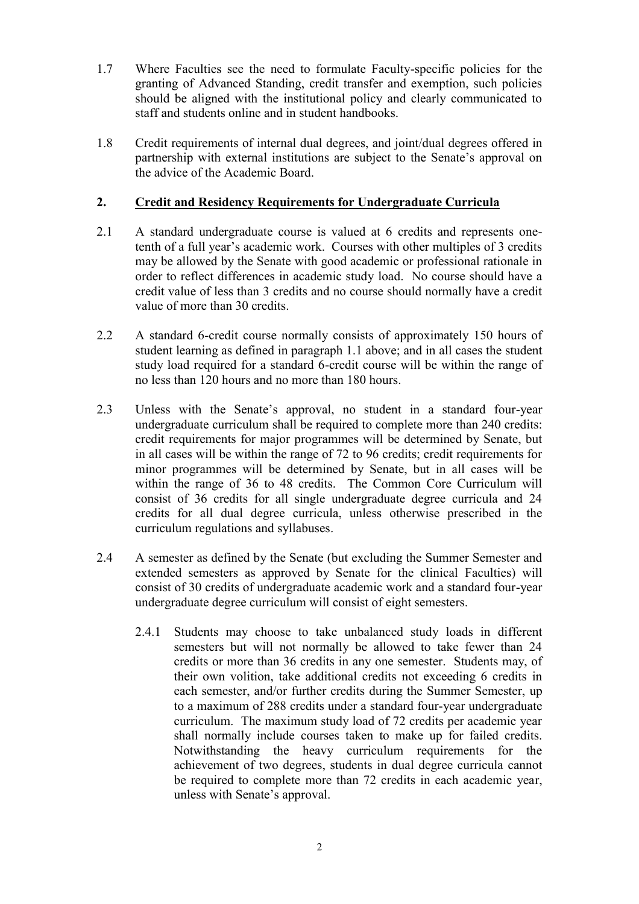1.7 Where Faculties see the need to formulate Faculty-specific policies for the granting of Advanced Standing, credit transfer and exemption, such policies should be aligned with the institutional policy and clearly communicated to staff and students online and in student handbooks.

1.8 Credit requirements of internal dual degrees, and joint/dual degrees offered in partnership with external institutions are subject to the Senate's approval on the advice of the Academic Board.

## 2. Credit and Residency Requirements for Undergraduate Curricula

2.1 A standard undergraduate course is valued at 6 credits and represents one-tenth of a full year's academic work. Courses with other multiples of 3 credits may be allowed by the Senate with good academic or professional rationale in order to reflect differences in academic study load. No course should have a credit value of less than 3 credits and no course should normally have a credit value of more than 30 credits.

2.2 A standard 6-credit course normally consists of approximately 150 hours of student learning as defined in paragraph 1.1 above; and in all cases the student study load required for a standard 6-credit course will be within the range of no less than 120 hours and no more than 180 hours.

2.3 Unless with the Senate's approval, no student in a standard four-year undergraduate curriculum shall be required to complete more than 240 credits: credit requirements for major programmes will be determined by Senate, but in all cases will be within the range of 72 to 96 credits; credit requirements for minor programmes will be determined by Senate, but in all cases will be within the range of 36 to 48 credits. The Common Core Curriculum will consist of 36 credits for all single undergraduate degree curricula and 24 credits for all dual degree curricula, unless otherwise prescribed in the curriculum regulations and syllabuses.

2.4 A semester as defined by the Senate (but excluding the Summer Semester and extended semesters as approved by Senate for the clinical Faculties) will consist of 30 credits of undergraduate academic work and a standard four-year undergraduate degree curriculum will consist of eight semesters.

2.4.1 Students may choose to take unbalanced study loads in different semesters but will not normally be allowed to take fewer than 24 credits or more than 36 credits in any one semester. Students may, of their own volition, take additional credits not exceeding 6 credits in each semester, and/or further credits during the Summer Semester, up to a maximum of 288 credits under a standard four-year undergraduate curriculum. The maximum study load of 72 credits per academic year shall normally include courses taken to make up for failed credits. Notwithstanding the heavy curriculum requirements for the achievement of two degrees, students in dual degree curricula cannot be required to complete more than 72 credits in each academic year, unless with Senate's approval.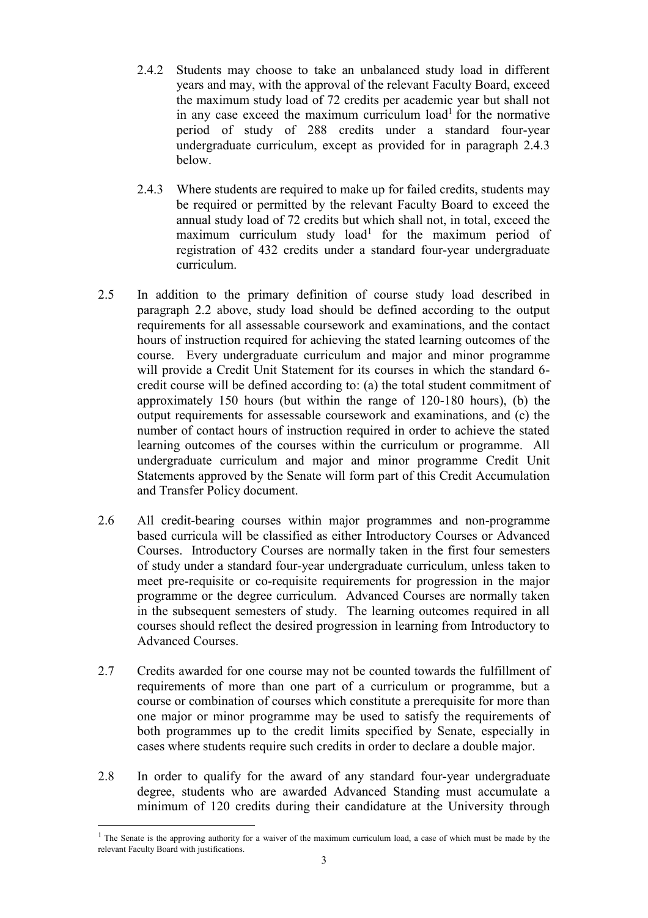2.4.2 Students may choose to take an unbalanced study load in different years and may, with the approval of the relevant Faculty Board, exceed the maximum study load of 72 credits per academic year but shall not in any case exceed the maximum curriculum load[1] for the normative period of study of 288 credits under a standard four-year undergraduate curriculum, except as provided for in paragraph 2.4.3 below.

2.4.3 Where students are required to make up for failed credits, students may be required or permitted by the relevant Faculty Board to exceed the annual study load of 72 credits but which shall not, in total, exceed the maximum curriculum study load[1] for the maximum period of registration of 432 credits under a standard four-year undergraduate curriculum.

2.5 In addition to the primary definition of course study load described in paragraph 2.2 above, study load should be defined according to the output requirements for all assessable coursework and examinations, and the contact hours of instruction required for achieving the stated learning outcomes of the course. Every undergraduate curriculum and major and minor programme will provide a Credit Unit Statement for its courses in which the standard 6-credit course will be defined according to: (a) the total student commitment of approximately 150 hours (but within the range of 120-180 hours), (b) the output requirements for assessable coursework and examinations, and (c) the number of contact hours of instruction required in order to achieve the stated learning outcomes of the courses within the curriculum or programme. All undergraduate curriculum and major and minor programme Credit Unit Statements approved by the Senate will form part of this Credit Accumulation and Transfer Policy document.

2.6 All credit-bearing courses within major programmes and non-programme based curricula will be classified as either Introductory Courses or Advanced Courses. Introductory Courses are normally taken in the first four semesters of study under a standard four-year undergraduate curriculum, unless taken to meet pre-requisite or co-requisite requirements for progression in the major programme or the degree curriculum. Advanced Courses are normally taken in the subsequent semesters of study. The learning outcomes required in all courses should reflect the desired progression in learning from Introductory to Advanced Courses.

2.7 Credits awarded for one course may not be counted towards the fulfillment of requirements of more than one part of a curriculum or programme, but a course or combination of courses which constitute a prerequisite for more than one major or minor programme may be used to satisfy the requirements of both programmes up to the credit limits specified by Senate, especially in cases where students require such credits in order to declare a double major.

2.8 In order to qualify for the award of any standard four-year undergraduate degree, students who are awarded Advanced Standing must accumulate a minimum of 120 credits during their candidature at the University through

---

[1] The Senate is the approving authority for a waiver of the maximum curriculum load, a case of which must be made by the relevant Faculty Board with justifications.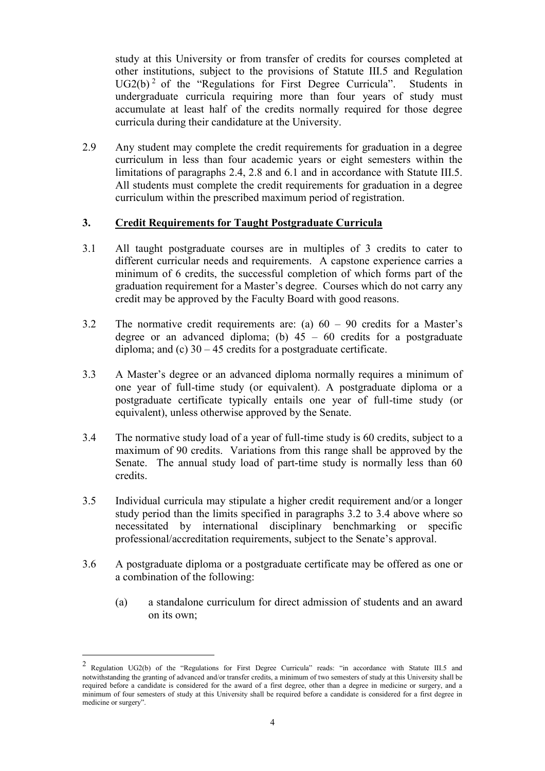study at this University or from transfer of credits for courses completed at other institutions, subject to the provisions of Statute III.5 and Regulation UG2(b)[2] of the "Regulations for First Degree Curricula". Students in undergraduate curricula requiring more than four years of study must accumulate at least half of the credits normally required for those degree curricula during their candidature at the University.

2.9 Any student may complete the credit requirements for graduation in a degree curriculum in less than four academic years or eight semesters within the limitations of paragraphs 2.4, 2.8 and 6.1 and in accordance with Statute III.5. All students must complete the credit requirements for graduation in a degree curriculum within the prescribed maximum period of registration.

## 3. Credit Requirements for Taught Postgraduate Curricula

3.1 All taught postgraduate courses are in multiples of 3 credits to cater to different curricular needs and requirements. A capstone experience carries a minimum of 6 credits, the successful completion of which forms part of the graduation requirement for a Master's degree. Courses which do not carry any credit may be approved by the Faculty Board with good reasons.

3.2 The normative credit requirements are: (a) 60 – 90 credits for a Master's degree or an advanced diploma; (b) 45 – 60 credits for a postgraduate diploma; and (c) 30 – 45 credits for a postgraduate certificate.

3.3 A Master's degree or an advanced diploma normally requires a minimum of one year of full-time study (or equivalent). A postgraduate diploma or a postgraduate certificate typically entails one year of full-time study (or equivalent), unless otherwise approved by the Senate.

3.4 The normative study load of a year of full-time study is 60 credits, subject to a maximum of 90 credits. Variations from this range shall be approved by the Senate. The annual study load of part-time study is normally less than 60 credits.

3.5 Individual curricula may stipulate a higher credit requirement and/or a longer study period than the limits specified in paragraphs 3.2 to 3.4 above where so necessitated by international disciplinary benchmarking or specific professional/accreditation requirements, subject to the Senate's approval.

3.6 A postgraduate diploma or a postgraduate certificate may be offered as one or a combination of the following:

(a) a standalone curriculum for direct admission of students and an award on its own;

---

[2] Regulation UG2(b) of the "Regulations for First Degree Curricula" reads: "in accordance with Statute III.5 and notwithstanding the granting of advanced and/or transfer credits, a minimum of two semesters of study at this University shall be required before a candidate is considered for the award of a first degree, other than a degree in medicine or surgery, and a minimum of four semesters of study at this University shall be required before a candidate is considered for a first degree in medicine or surgery".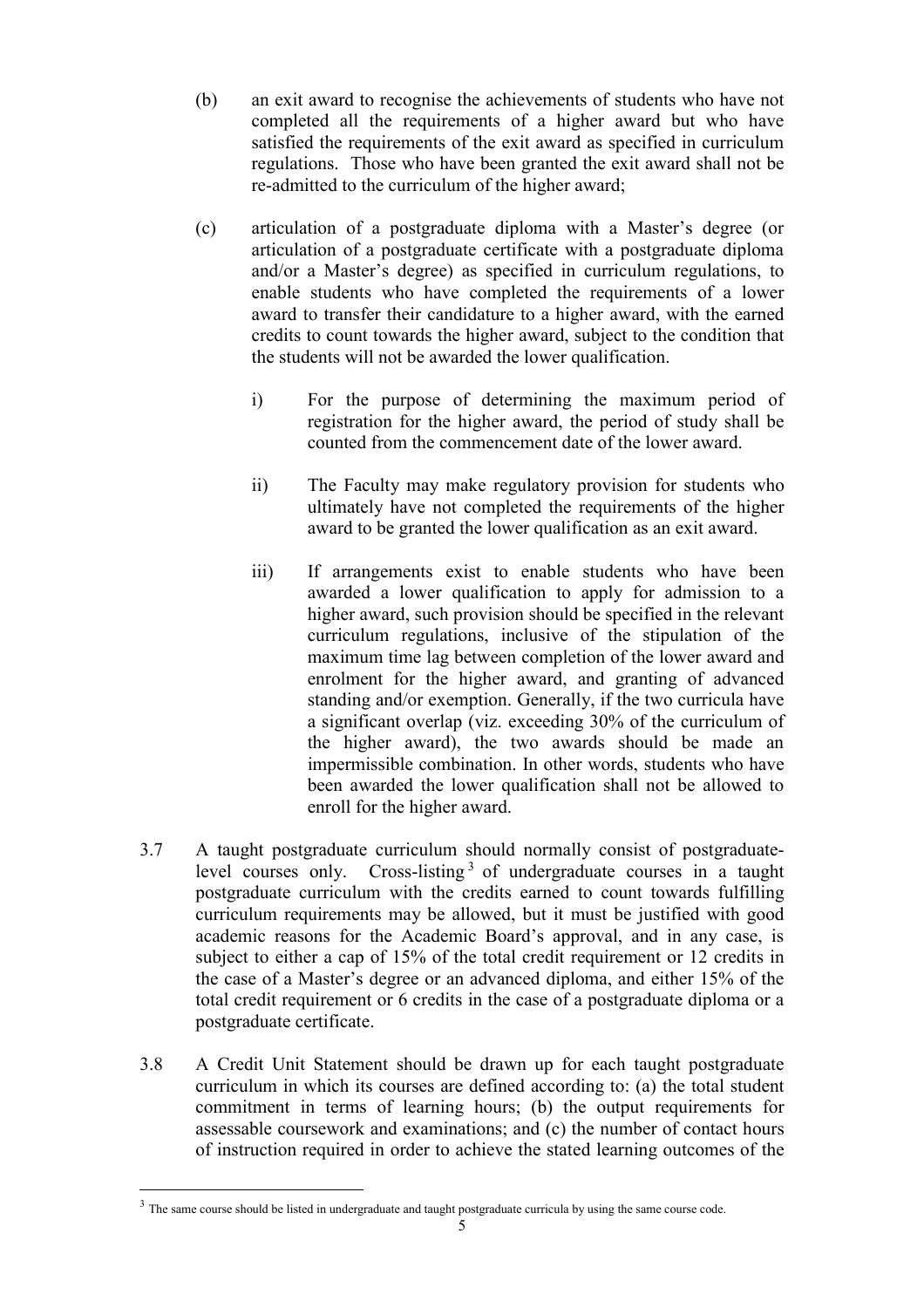(b) an exit award to recognise the achievements of students who have not completed all the requirements of a higher award but who have satisfied the requirements of the exit award as specified in curriculum regulations. Those who have been granted the exit award shall not be re-admitted to the curriculum of the higher award;

(c) articulation of a postgraduate diploma with a Master's degree (or articulation of a postgraduate certificate with a postgraduate diploma and/or a Master's degree) as specified in curriculum regulations, to enable students who have completed the requirements of a lower award to transfer their candidature to a higher award, with the earned credits to count towards the higher award, subject to the condition that the students will not be awarded the lower qualification.

   i) For the purpose of determining the maximum period of registration for the higher award, the period of study shall be counted from the commencement date of the lower award.

   ii) The Faculty may make regulatory provision for students who ultimately have not completed the requirements of the higher award to be granted the lower qualification as an exit award.

   iii) If arrangements exist to enable students who have been awarded a lower qualification to apply for admission to a higher award, such provision should be specified in the relevant curriculum regulations, inclusive of the stipulation of the maximum time lag between completion of the lower award and enrolment for the higher award, and granting of advanced standing and/or exemption. Generally, if the two curricula have a significant overlap (viz. exceeding 30% of the curriculum of the higher award), the two awards should be made an impermissible combination. In other words, students who have been awarded the lower qualification shall not be allowed to enroll for the higher award.

3.7 A taught postgraduate curriculum should normally consist of postgraduate-level courses only. Cross-listing[3] of undergraduate courses in a taught postgraduate curriculum with the credits earned to count towards fulfilling curriculum requirements may be allowed, but it must be justified with good academic reasons for the Academic Board's approval, and in any case, is subject to either a cap of 15% of the total credit requirement or 12 credits in the case of a Master's degree or an advanced diploma, and either 15% of the total credit requirement or 6 credits in the case of a postgraduate diploma or a postgraduate certificate.

3.8 A Credit Unit Statement should be drawn up for each taught postgraduate curriculum in which its courses are defined according to: (a) the total student commitment in terms of learning hours; (b) the output requirements for assessable coursework and examinations; and (c) the number of contact hours of instruction required in order to achieve the stated learning outcomes of the

[3] The same course should be listed in undergraduate and taught postgraduate curricula by using the same course code.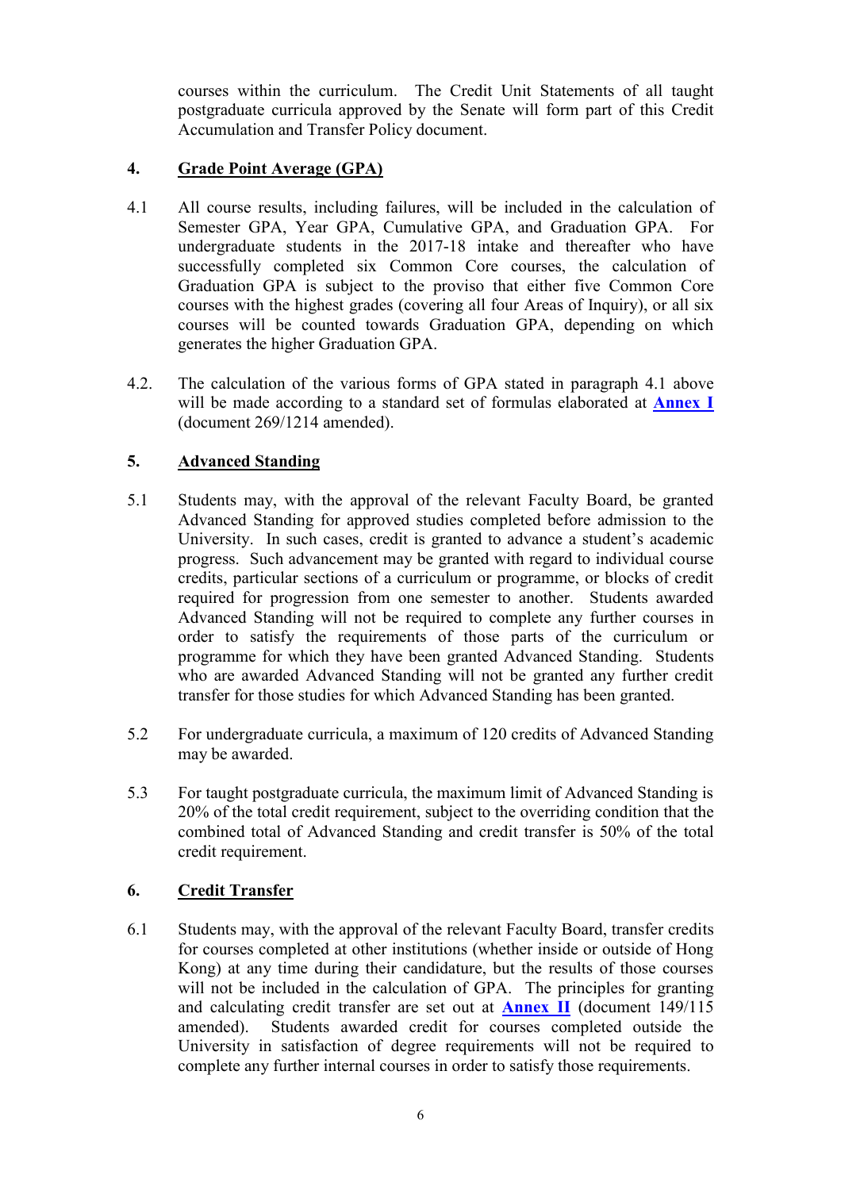courses within the curriculum. The Credit Unit Statements of all taught postgraduate curricula approved by the Senate will form part of this Credit Accumulation and Transfer Policy document.

## 4. Grade Point Average (GPA)

4.1 All course results, including failures, will be included in the calculation of Semester GPA, Year GPA, Cumulative GPA, and Graduation GPA. For undergraduate students in the 2017-18 intake and thereafter who have successfully completed six Common Core courses, the calculation of Graduation GPA is subject to the proviso that either five Common Core courses with the highest grades (covering all four Areas of Inquiry), or all six courses will be counted towards Graduation GPA, depending on which generates the higher Graduation GPA.

4.2. The calculation of the various forms of GPA stated in paragraph 4.1 above will be made according to a standard set of formulas elaborated at **Annex I** (document 269/1214 amended).

## 5. Advanced Standing

5.1 Students may, with the approval of the relevant Faculty Board, be granted Advanced Standing for approved studies completed before admission to the University. In such cases, credit is granted to advance a student's academic progress. Such advancement may be granted with regard to individual course credits, particular sections of a curriculum or programme, or blocks of credit required for progression from one semester to another. Students awarded Advanced Standing will not be required to complete any further courses in order to satisfy the requirements of those parts of the curriculum or programme for which they have been granted Advanced Standing. Students who are awarded Advanced Standing will not be granted any further credit transfer for those studies for which Advanced Standing has been granted.

5.2 For undergraduate curricula, a maximum of 120 credits of Advanced Standing may be awarded.

5.3 For taught postgraduate curricula, the maximum limit of Advanced Standing is 20% of the total credit requirement, subject to the overriding condition that the combined total of Advanced Standing and credit transfer is 50% of the total credit requirement.

## 6. Credit Transfer

6.1 Students may, with the approval of the relevant Faculty Board, transfer credits for courses completed at other institutions (whether inside or outside of Hong Kong) at any time during their candidature, but the results of those courses will not be included in the calculation of GPA. The principles for granting and calculating credit transfer are set out at **Annex II** (document 149/115 amended). Students awarded credit for courses completed outside the University in satisfaction of degree requirements will not be required to complete any further internal courses in order to satisfy those requirements.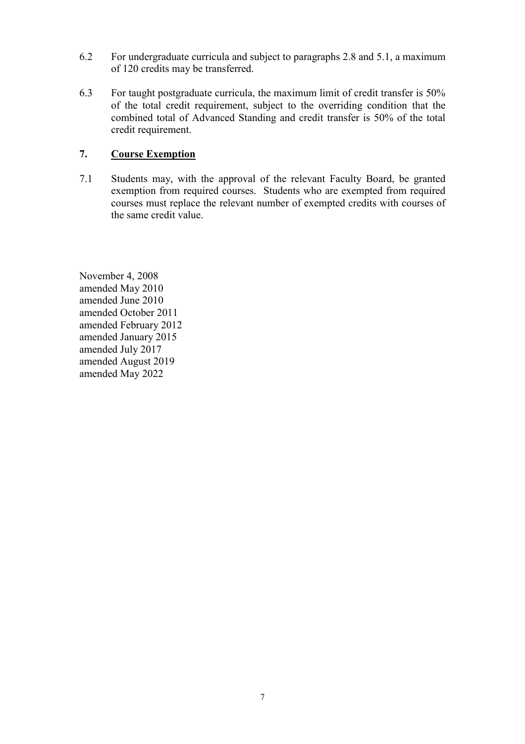6.2 For undergraduate curricula and subject to paragraphs 2.8 and 5.1, a maximum of 120 credits may be transferred.

6.3 For taught postgraduate curricula, the maximum limit of credit transfer is 50% of the total credit requirement, subject to the overriding condition that the combined total of Advanced Standing and credit transfer is 50% of the total credit requirement.

## 7. Course Exemption

7.1 Students may, with the approval of the relevant Faculty Board, be granted exemption from required courses. Students who are exempted from required courses must replace the relevant number of exempted credits with courses of the same credit value.

November 4, 2008
amended May 2010
amended June 2010
amended October 2011
amended February 2012
amended January 2015
amended July 2017
amended August 2019
amended May 2022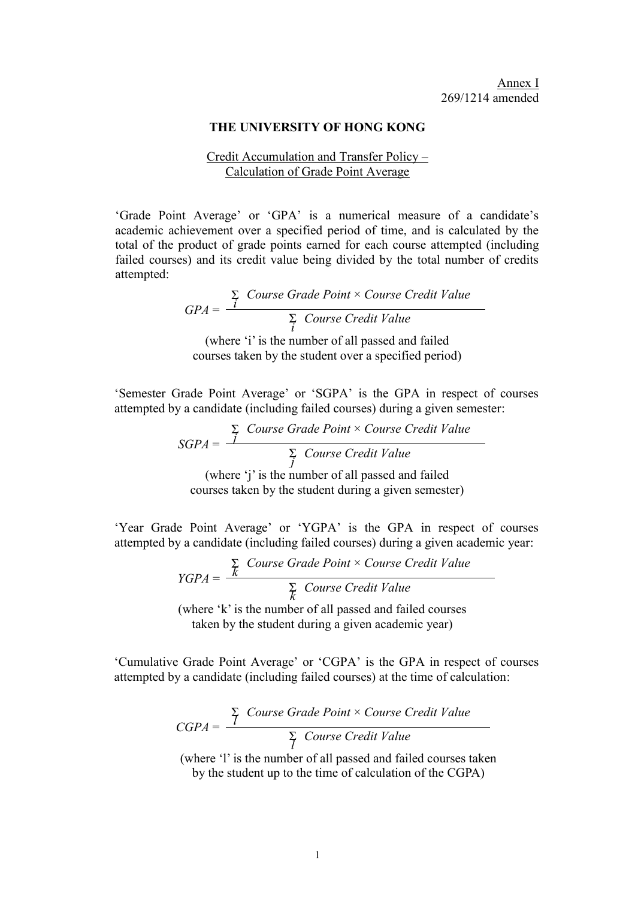Annex I
269/1214 amended

**THE UNIVERSITY OF HONG KONG**

Credit Accumulation and Transfer Policy –
Calculation of Grade Point Average

'Grade Point Average' or 'GPA' is a numerical measure of a candidate's academic achievement over a specified period of time, and is calculated by the total of the product of grade points earned for each course attempted (including failed courses) and its credit value being divided by the total number of credits attempted:

$$GPA = \frac{\sum_{i} \textit{Course Grade Point} \times \textit{Course Credit Value}}{\sum_{i} \textit{Course Credit Value}}$$

(where 'i' is the number of all passed and failed courses taken by the student over a specified period)

'Semester Grade Point Average' or 'SGPA' is the GPA in respect of courses attempted by a candidate (including failed courses) during a given semester:

$$SGPA = \frac{\sum_{j} \textit{Course Grade Point} \times \textit{Course Credit Value}}{\sum_{j} \textit{Course Credit Value}}$$

(where 'j' is the number of all passed and failed courses taken by the student during a given semester)

'Year Grade Point Average' or 'YGPA' is the GPA in respect of courses attempted by a candidate (including failed courses) during a given academic year:

$$YGPA = \frac{\sum_{k} \textit{Course Grade Point} \times \textit{Course Credit Value}}{\sum_{k} \textit{Course Credit Value}}$$

(where 'k' is the number of all passed and failed courses taken by the student during a given academic year)

'Cumulative Grade Point Average' or 'CGPA' is the GPA in respect of courses attempted by a candidate (including failed courses) at the time of calculation:

$$CGPA = \frac{\sum_{l} \textit{Course Grade Point} \times \textit{Course Credit Value}}{\sum_{l} \textit{Course Credit Value}}$$

(where 'l' is the number of all passed and failed courses taken by the student up to the time of calculation of the CGPA)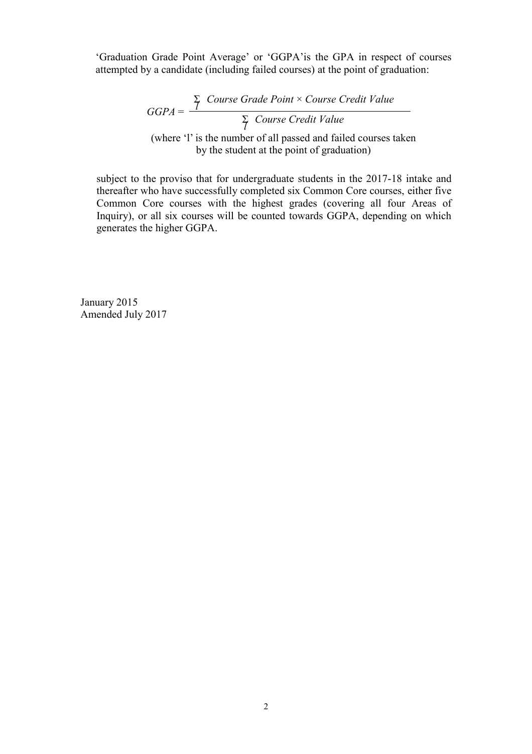'Graduation Grade Point Average' or 'GGPA'is the GPA in respect of courses attempted by a candidate (including failed courses) at the point of graduation:

$$GGPA = \frac{\sum_{l} \textit{Course Grade Point} \times \textit{Course Credit Value}}{\sum_{l} \textit{Course Credit Value}}$$

(where 'l' is the number of all passed and failed courses taken by the student at the point of graduation)

subject to the proviso that for undergraduate students in the 2017-18 intake and thereafter who have successfully completed six Common Core courses, either five Common Core courses with the highest grades (covering all four Areas of Inquiry), or all six courses will be counted towards GGPA, depending on which generates the higher GGPA.

January 2015
Amended July 2017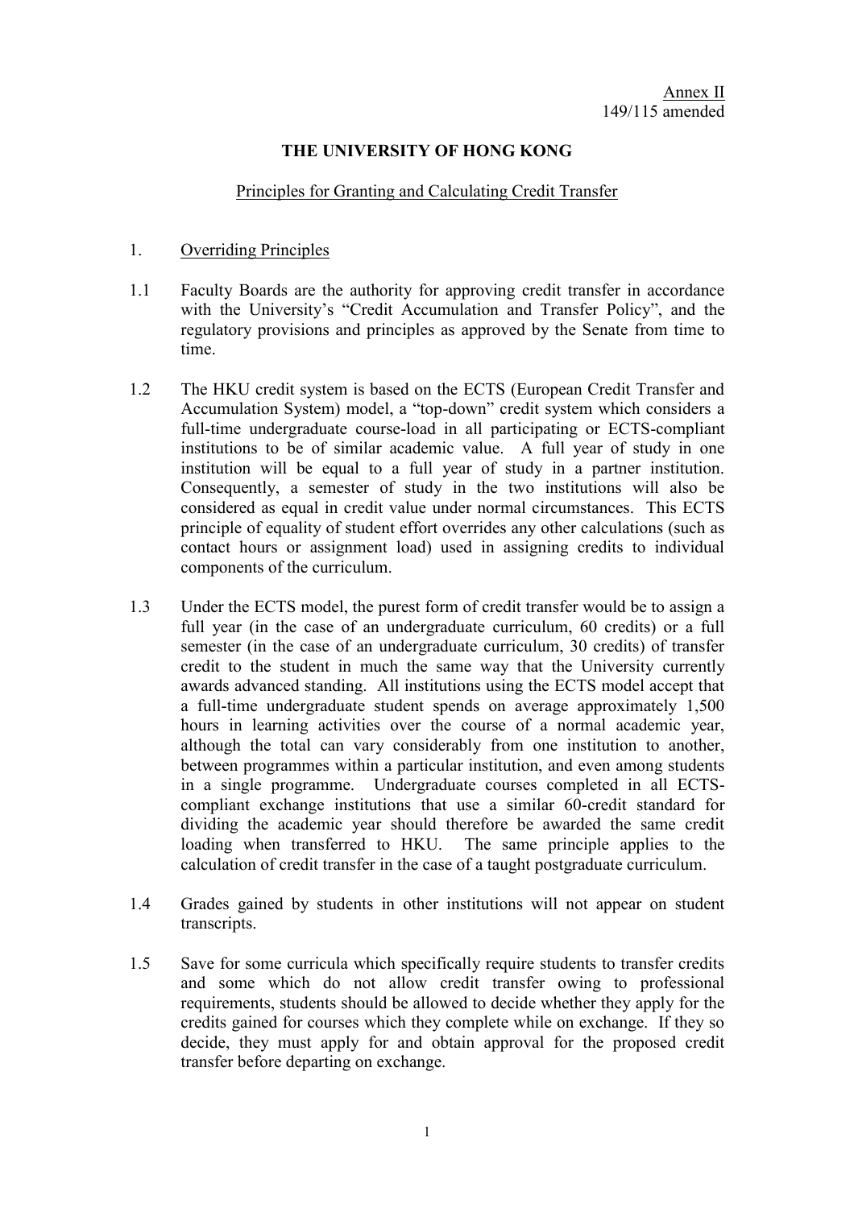Annex II
149/115 amended

# THE UNIVERSITY OF HONG KONG

## Principles for Granting and Calculating Credit Transfer

### 1. Overriding Principles

1.1 Faculty Boards are the authority for approving credit transfer in accordance with the University's "Credit Accumulation and Transfer Policy", and the regulatory provisions and principles as approved by the Senate from time to time.

1.2 The HKU credit system is based on the ECTS (European Credit Transfer and Accumulation System) model, a "top-down" credit system which considers a full-time undergraduate course-load in all participating or ECTS-compliant institutions to be of similar academic value. A full year of study in one institution will be equal to a full year of study in a partner institution. Consequently, a semester of study in the two institutions will also be considered as equal in credit value under normal circumstances. This ECTS principle of equality of student effort overrides any other calculations (such as contact hours or assignment load) used in assigning credits to individual components of the curriculum.

1.3 Under the ECTS model, the purest form of credit transfer would be to assign a full year (in the case of an undergraduate curriculum, 60 credits) or a full semester (in the case of an undergraduate curriculum, 30 credits) of transfer credit to the student in much the same way that the University currently awards advanced standing. All institutions using the ECTS model accept that a full-time undergraduate student spends on average approximately 1,500 hours in learning activities over the course of a normal academic year, although the total can vary considerably from one institution to another, between programmes within a particular institution, and even among students in a single programme. Undergraduate courses completed in all ECTS-compliant exchange institutions that use a similar 60-credit standard for dividing the academic year should therefore be awarded the same credit loading when transferred to HKU. The same principle applies to the calculation of credit transfer in the case of a taught postgraduate curriculum.

1.4 Grades gained by students in other institutions will not appear on student transcripts.

1.5 Save for some curricula which specifically require students to transfer credits and some which do not allow credit transfer owing to professional requirements, students should be allowed to decide whether they apply for the credits gained for courses which they complete while on exchange. If they so decide, they must apply for and obtain approval for the proposed credit transfer before departing on exchange.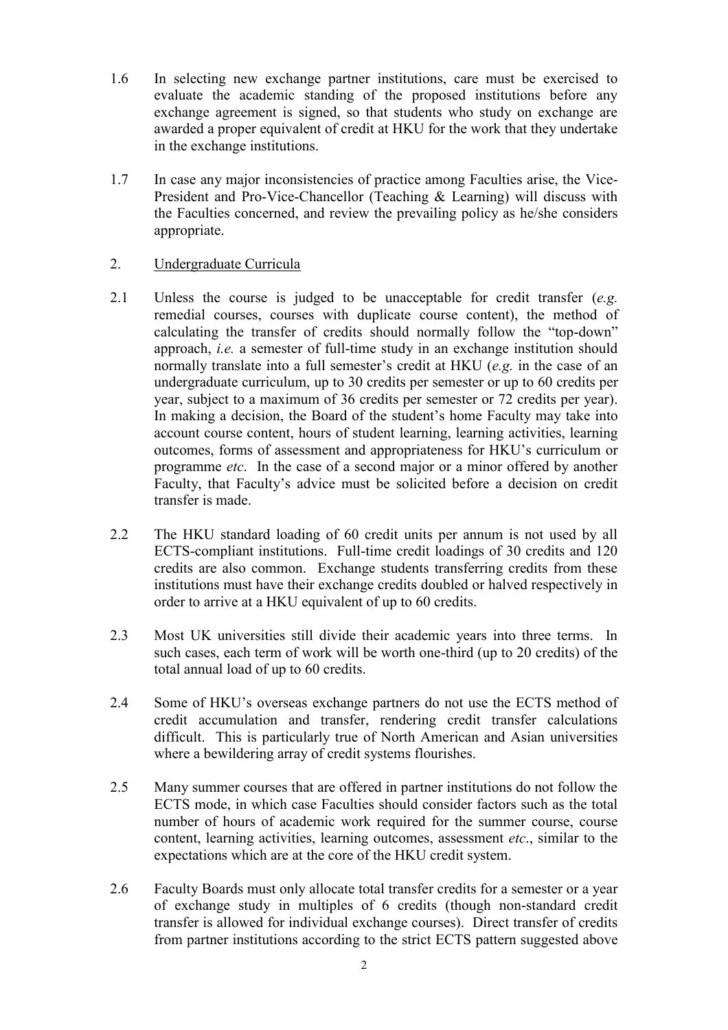1.6 In selecting new exchange partner institutions, care must be exercised to evaluate the academic standing of the proposed institutions before any exchange agreement is signed, so that students who study on exchange are awarded a proper equivalent of credit at HKU for the work that they undertake in the exchange institutions.

1.7 In case any major inconsistencies of practice among Faculties arise, the Vice-President and Pro-Vice-Chancellor (Teaching & Learning) will discuss with the Faculties concerned, and review the prevailing policy as he/she considers appropriate.

2. <u>Undergraduate Curricula</u>

2.1 Unless the course is judged to be unacceptable for credit transfer (*e.g.* remedial courses, courses with duplicate course content), the method of calculating the transfer of credits should normally follow the "top-down" approach, *i.e.* a semester of full-time study in an exchange institution should normally translate into a full semester's credit at HKU (*e.g.* in the case of an undergraduate curriculum, up to 30 credits per semester or up to 60 credits per year, subject to a maximum of 36 credits per semester or 72 credits per year). In making a decision, the Board of the student's home Faculty may take into account course content, hours of student learning, learning activities, learning outcomes, forms of assessment and appropriateness for HKU's curriculum or programme *etc*. In the case of a second major or a minor offered by another Faculty, that Faculty's advice must be solicited before a decision on credit transfer is made.

2.2 The HKU standard loading of 60 credit units per annum is not used by all ECTS-compliant institutions. Full-time credit loadings of 30 credits and 120 credits are also common. Exchange students transferring credits from these institutions must have their exchange credits doubled or halved respectively in order to arrive at a HKU equivalent of up to 60 credits.

2.3 Most UK universities still divide their academic years into three terms. In such cases, each term of work will be worth one-third (up to 20 credits) of the total annual load of up to 60 credits.

2.4 Some of HKU's overseas exchange partners do not use the ECTS method of credit accumulation and transfer, rendering credit transfer calculations difficult. This is particularly true of North American and Asian universities where a bewildering array of credit systems flourishes.

2.5 Many summer courses that are offered in partner institutions do not follow the ECTS mode, in which case Faculties should consider factors such as the total number of hours of academic work required for the summer course, course content, learning activities, learning outcomes, assessment *etc*., similar to the expectations which are at the core of the HKU credit system.

2.6 Faculty Boards must only allocate total transfer credits for a semester or a year of exchange study in multiples of 6 credits (though non-standard credit transfer is allowed for individual exchange courses). Direct transfer of credits from partner institutions according to the strict ECTS pattern suggested above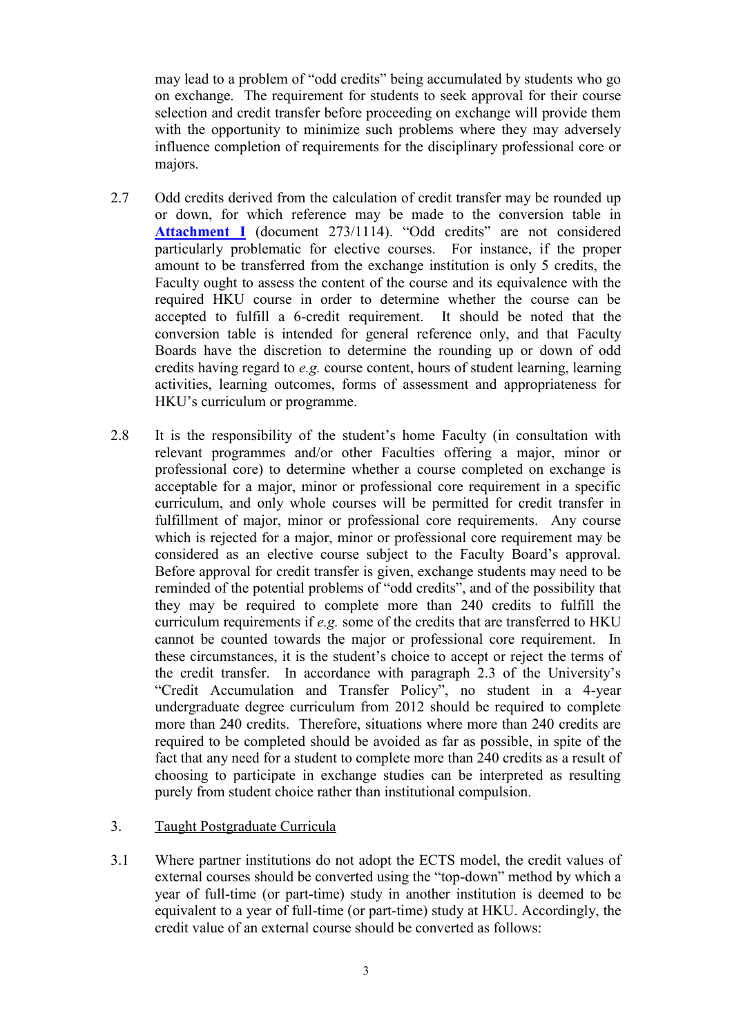may lead to a problem of "odd credits" being accumulated by students who go on exchange. The requirement for students to seek approval for their course selection and credit transfer before proceeding on exchange will provide them with the opportunity to minimize such problems where they may adversely influence completion of requirements for the disciplinary professional core or majors.

2.7 Odd credits derived from the calculation of credit transfer may be rounded up or down, for which reference may be made to the conversion table in **Attachment I** (document 273/1114). "Odd credits" are not considered particularly problematic for elective courses. For instance, if the proper amount to be transferred from the exchange institution is only 5 credits, the Faculty ought to assess the content of the course and its equivalence with the required HKU course in order to determine whether the course can be accepted to fulfill a 6-credit requirement. It should be noted that the conversion table is intended for general reference only, and that Faculty Boards have the discretion to determine the rounding up or down of odd credits having regard to *e.g.* course content, hours of student learning, learning activities, learning outcomes, forms of assessment and appropriateness for HKU's curriculum or programme.

2.8 It is the responsibility of the student's home Faculty (in consultation with relevant programmes and/or other Faculties offering a major, minor or professional core) to determine whether a course completed on exchange is acceptable for a major, minor or professional core requirement in a specific curriculum, and only whole courses will be permitted for credit transfer in fulfillment of major, minor or professional core requirements. Any course which is rejected for a major, minor or professional core requirement may be considered as an elective course subject to the Faculty Board's approval. Before approval for credit transfer is given, exchange students may need to be reminded of the potential problems of "odd credits", and of the possibility that they may be required to complete more than 240 credits to fulfill the curriculum requirements if *e.g.* some of the credits that are transferred to HKU cannot be counted towards the major or professional core requirement. In these circumstances, it is the student's choice to accept or reject the terms of the credit transfer. In accordance with paragraph 2.3 of the University's "Credit Accumulation and Transfer Policy", no student in a 4-year undergraduate degree curriculum from 2012 should be required to complete more than 240 credits. Therefore, situations where more than 240 credits are required to be completed should be avoided as far as possible, in spite of the fact that any need for a student to complete more than 240 credits as a result of choosing to participate in exchange studies can be interpreted as resulting purely from student choice rather than institutional compulsion.

3. <u>Taught Postgraduate Curricula</u>

3.1 Where partner institutions do not adopt the ECTS model, the credit values of external courses should be converted using the "top-down" method by which a year of full-time (or part-time) study in another institution is deemed to be equivalent to a year of full-time (or part-time) study at HKU. Accordingly, the credit value of an external course should be converted as follows: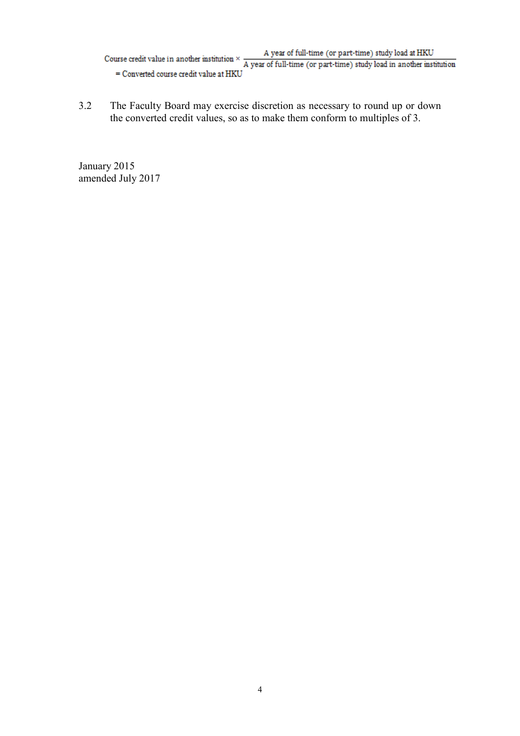$$\text{Course credit value in another institution} \times \frac{\text{A year of full-time (or part-time) study load at HKU}}{\text{A year of full-time (or part-time) study load in another institution}} = \text{Converted course credit value at HKU}$$

3.2 The Faculty Board may exercise discretion as necessary to round up or down the converted credit values, so as to make them conform to multiples of 3.

January 2015
amended July 2017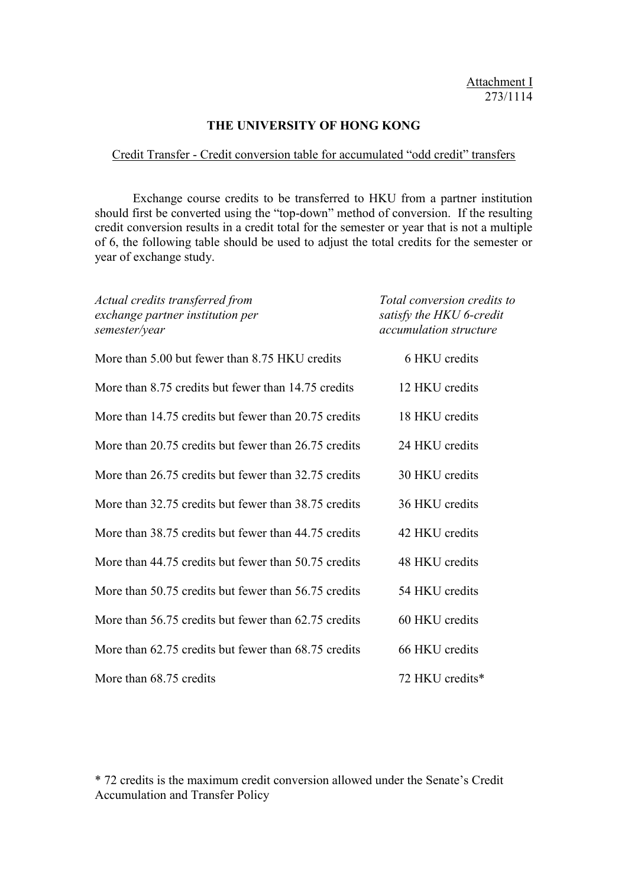Attachment I
273/1114

# THE UNIVERSITY OF HONG KONG

## Credit Transfer - Credit conversion table for accumulated "odd credit" transfers

Exchange course credits to be transferred to HKU from a partner institution should first be converted using the "top-down" method of conversion. If the resulting credit conversion results in a credit total for the semester or year that is not a multiple of 6, the following table should be used to adjust the total credits for the semester or year of exchange study.

| *Actual credits transferred from exchange partner institution per semester/year* | *Total conversion credits to satisfy the HKU 6-credit accumulation structure* |
|---|---|
| More than 5.00 but fewer than 8.75 HKU credits | 6 HKU credits |
| More than 8.75 credits but fewer than 14.75 credits | 12 HKU credits |
| More than 14.75 credits but fewer than 20.75 credits | 18 HKU credits |
| More than 20.75 credits but fewer than 26.75 credits | 24 HKU credits |
| More than 26.75 credits but fewer than 32.75 credits | 30 HKU credits |
| More than 32.75 credits but fewer than 38.75 credits | 36 HKU credits |
| More than 38.75 credits but fewer than 44.75 credits | 42 HKU credits |
| More than 44.75 credits but fewer than 50.75 credits | 48 HKU credits |
| More than 50.75 credits but fewer than 56.75 credits | 54 HKU credits |
| More than 56.75 credits but fewer than 62.75 credits | 60 HKU credits |
| More than 62.75 credits but fewer than 68.75 credits | 66 HKU credits |
| More than 68.75 credits | 72 HKU credits* |

\* 72 credits is the maximum credit conversion allowed under the Senate's Credit Accumulation and Transfer Policy